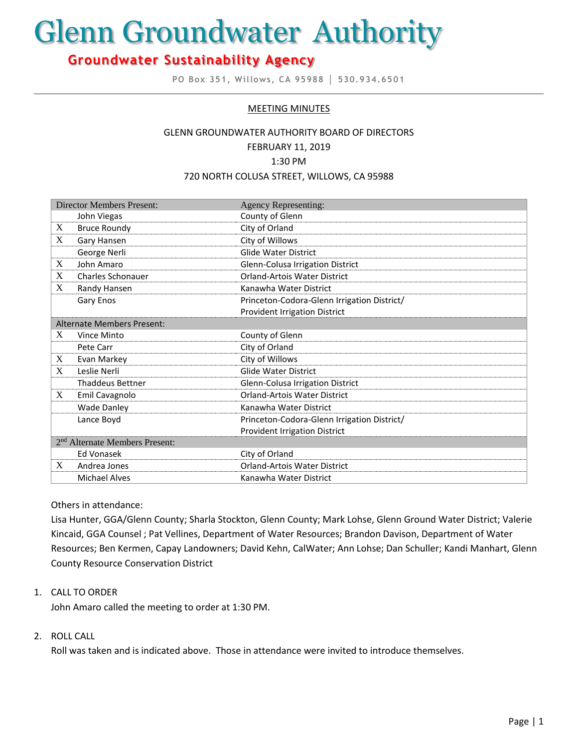# Glenn Groundwater Authority

## Groundwater Sustainability Agency

PO Box 351, Willows, CA 95988 │ 530.934.6501

MEETING MINUTES

GLENN GROUNDWATER AUTHORITY BOARD OF DIRECTORS
FEBRUARY 11, 2019
1:30 PM
720 NORTH COLUSA STREET, WILLOWS, CA 95988

| | Director Members Present: | Agency Representing: |
|---|---|---|
| | John Viegas | County of Glenn |
| X | Bruce Roundy | City of Orland |
| X | Gary Hansen | City of Willows |
| | George Nerli | Glide Water District |
| X | John Amaro | Glenn-Colusa Irrigation District |
| X | Charles Schonauer | Orland-Artois Water District |
| X | Randy Hansen | Kanawha Water District |
| | Gary Enos | Princeton-Codora-Glenn Irrigation District/ Provident Irrigation District |
| | **Alternate Members Present:** | |
| X | Vince Minto | County of Glenn |
| | Pete Carr | City of Orland |
| X | Evan Markey | City of Willows |
| X | Leslie Nerli | Glide Water District |
| | Thaddeus Bettner | Glenn-Colusa Irrigation District |
| X | Emil Cavagnolo | Orland-Artois Water District |
| | Wade Danley | Kanawha Water District |
| | Lance Boyd | Princeton-Codora-Glenn Irrigation District/ Provident Irrigation District |
| | **2nd Alternate Members Present:** | |
| | Ed Vonasek | City of Orland |
| X | Andrea Jones | Orland-Artois Water District |
| | Michael Alves | Kanawha Water District |

Others in attendance:

Lisa Hunter, GGA/Glenn County; Sharla Stockton, Glenn County; Mark Lohse, Glenn Ground Water District; Valerie Kincaid, GGA Counsel ; Pat Vellines, Department of Water Resources; Brandon Davison, Department of Water Resources; Ben Kermen, Capay Landowners; David Kehn, CalWater; Ann Lohse; Dan Schuller; Kandi Manhart, Glenn County Resource Conservation District

1. CALL TO ORDER

   John Amaro called the meeting to order at 1:30 PM.

2. ROLL CALL

   Roll was taken and is indicated above. Those in attendance were invited to introduce themselves.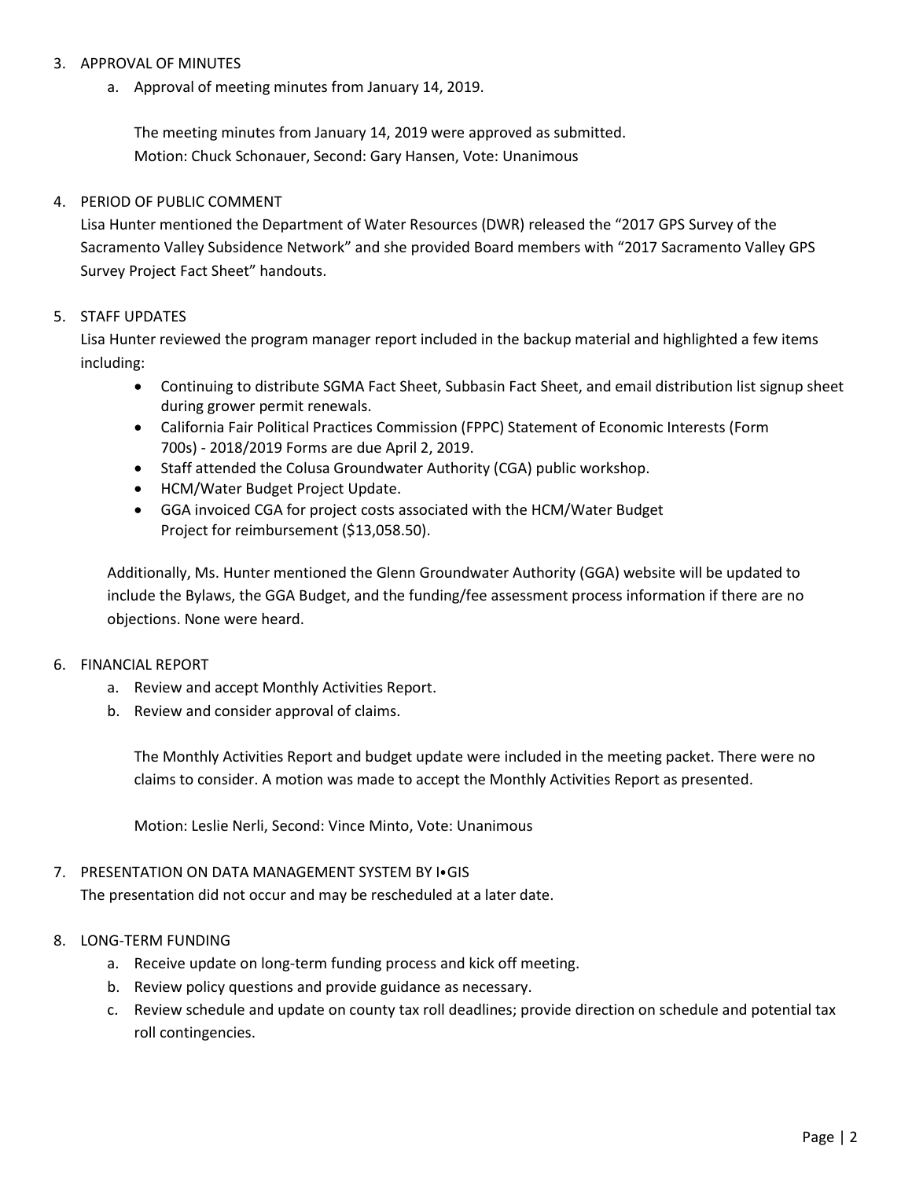3. APPROVAL OF MINUTES
   a. Approval of meeting minutes from January 14, 2019.

      The meeting minutes from January 14, 2019 were approved as submitted.
      Motion: Chuck Schonauer, Second: Gary Hansen, Vote: Unanimous

4. PERIOD OF PUBLIC COMMENT
   Lisa Hunter mentioned the Department of Water Resources (DWR) released the "2017 GPS Survey of the Sacramento Valley Subsidence Network" and she provided Board members with "2017 Sacramento Valley GPS Survey Project Fact Sheet" handouts.

5. STAFF UPDATES
   Lisa Hunter reviewed the program manager report included in the backup material and highlighted a few items including:
   - Continuing to distribute SGMA Fact Sheet, Subbasin Fact Sheet, and email distribution list signup sheet during grower permit renewals.
   - California Fair Political Practices Commission (FPPC) Statement of Economic Interests (Form 700s) - 2018/2019 Forms are due April 2, 2019.
   - Staff attended the Colusa Groundwater Authority (CGA) public workshop.
   - HCM/Water Budget Project Update.
   - GGA invoiced CGA for project costs associated with the HCM/Water Budget Project for reimbursement ($13,058.50).

   Additionally, Ms. Hunter mentioned the Glenn Groundwater Authority (GGA) website will be updated to include the Bylaws, the GGA Budget, and the funding/fee assessment process information if there are no objections. None were heard.

6. FINANCIAL REPORT
   a. Review and accept Monthly Activities Report.
   b. Review and consider approval of claims.

      The Monthly Activities Report and budget update were included in the meeting packet. There were no claims to consider. A motion was made to accept the Monthly Activities Report as presented.

      Motion: Leslie Nerli, Second: Vince Minto, Vote: Unanimous

7. PRESENTATION ON DATA MANAGEMENT SYSTEM BY I•GIS
   The presentation did not occur and may be rescheduled at a later date.

8. LONG-TERM FUNDING
   a. Receive update on long-term funding process and kick off meeting.
   b. Review policy questions and provide guidance as necessary.
   c. Review schedule and update on county tax roll deadlines; provide direction on schedule and potential tax roll contingencies.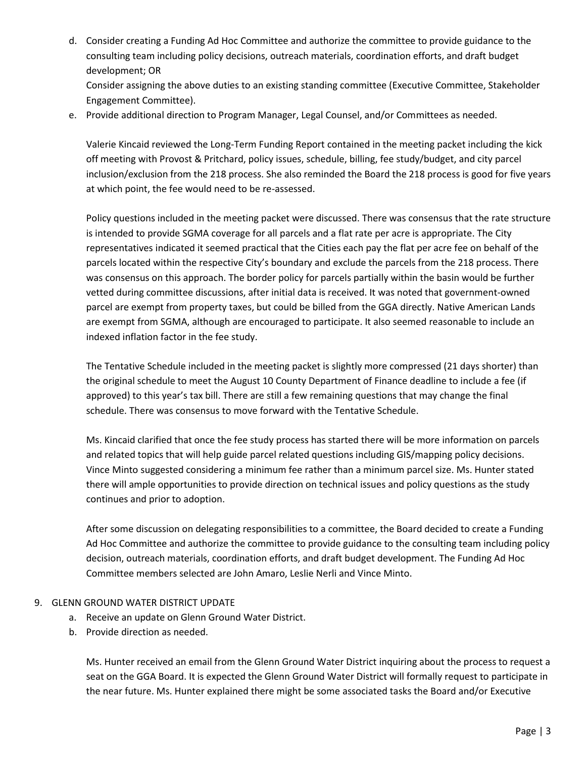d. Consider creating a Funding Ad Hoc Committee and authorize the committee to provide guidance to the consulting team including policy decisions, outreach materials, coordination efforts, and draft budget development; OR
   Consider assigning the above duties to an existing standing committee (Executive Committee, Stakeholder Engagement Committee).
e. Provide additional direction to Program Manager, Legal Counsel, and/or Committees as needed.

Valerie Kincaid reviewed the Long-Term Funding Report contained in the meeting packet including the kick off meeting with Provost & Pritchard, policy issues, schedule, billing, fee study/budget, and city parcel inclusion/exclusion from the 218 process. She also reminded the Board the 218 process is good for five years at which point, the fee would need to be re-assessed.

Policy questions included in the meeting packet were discussed. There was consensus that the rate structure is intended to provide SGMA coverage for all parcels and a flat rate per acre is appropriate. The City representatives indicated it seemed practical that the Cities each pay the flat per acre fee on behalf of the parcels located within the respective City's boundary and exclude the parcels from the 218 process. There was consensus on this approach. The border policy for parcels partially within the basin would be further vetted during committee discussions, after initial data is received. It was noted that government-owned parcel are exempt from property taxes, but could be billed from the GGA directly. Native American Lands are exempt from SGMA, although are encouraged to participate. It also seemed reasonable to include an indexed inflation factor in the fee study.

The Tentative Schedule included in the meeting packet is slightly more compressed (21 days shorter) than the original schedule to meet the August 10 County Department of Finance deadline to include a fee (if approved) to this year's tax bill. There are still a few remaining questions that may change the final schedule. There was consensus to move forward with the Tentative Schedule.

Ms. Kincaid clarified that once the fee study process has started there will be more information on parcels and related topics that will help guide parcel related questions including GIS/mapping policy decisions. Vince Minto suggested considering a minimum fee rather than a minimum parcel size. Ms. Hunter stated there will ample opportunities to provide direction on technical issues and policy questions as the study continues and prior to adoption.

After some discussion on delegating responsibilities to a committee, the Board decided to create a Funding Ad Hoc Committee and authorize the committee to provide guidance to the consulting team including policy decision, outreach materials, coordination efforts, and draft budget development. The Funding Ad Hoc Committee members selected are John Amaro, Leslie Nerli and Vince Minto.

9. GLENN GROUND WATER DISTRICT UPDATE
   a. Receive an update on Glenn Ground Water District.
   b. Provide direction as needed.

   Ms. Hunter received an email from the Glenn Ground Water District inquiring about the process to request a seat on the GGA Board. It is expected the Glenn Ground Water District will formally request to participate in the near future. Ms. Hunter explained there might be some associated tasks the Board and/or Executive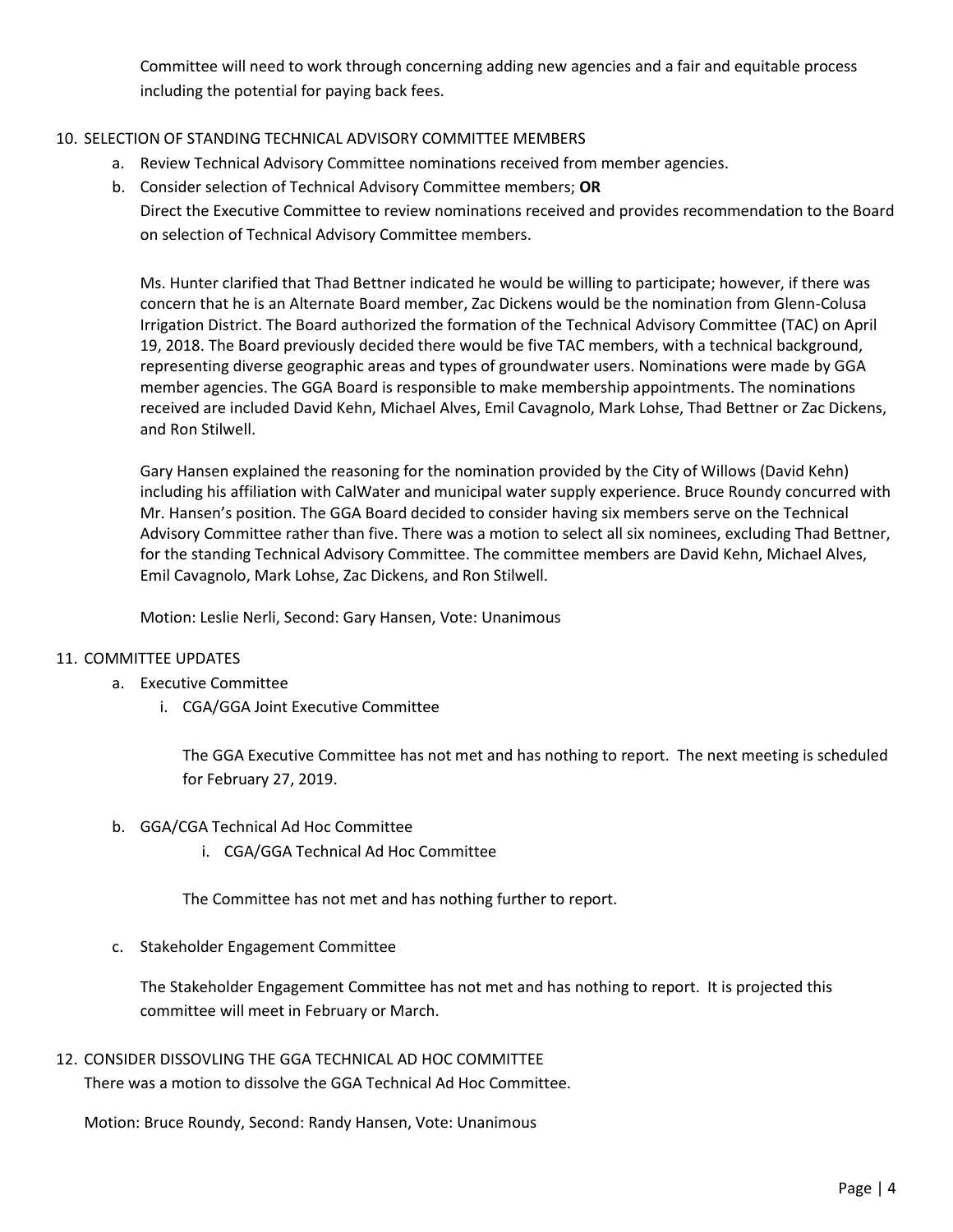Committee will need to work through concerning adding new agencies and a fair and equitable process including the potential for paying back fees.

10. SELECTION OF STANDING TECHNICAL ADVISORY COMMITTEE MEMBERS
    a. Review Technical Advisory Committee nominations received from member agencies.
    b. Consider selection of Technical Advisory Committee members; **OR**
       Direct the Executive Committee to review nominations received and provides recommendation to the Board on selection of Technical Advisory Committee members.

    Ms. Hunter clarified that Thad Bettner indicated he would be willing to participate; however, if there was concern that he is an Alternate Board member, Zac Dickens would be the nomination from Glenn-Colusa Irrigation District. The Board authorized the formation of the Technical Advisory Committee (TAC) on April 19, 2018. The Board previously decided there would be five TAC members, with a technical background, representing diverse geographic areas and types of groundwater users. Nominations were made by GGA member agencies. The GGA Board is responsible to make membership appointments. The nominations received are included David Kehn, Michael Alves, Emil Cavagnolo, Mark Lohse, Thad Bettner or Zac Dickens, and Ron Stilwell.

    Gary Hansen explained the reasoning for the nomination provided by the City of Willows (David Kehn) including his affiliation with CalWater and municipal water supply experience. Bruce Roundy concurred with Mr. Hansen's position. The GGA Board decided to consider having six members serve on the Technical Advisory Committee rather than five. There was a motion to select all six nominees, excluding Thad Bettner, for the standing Technical Advisory Committee. The committee members are David Kehn, Michael Alves, Emil Cavagnolo, Mark Lohse, Zac Dickens, and Ron Stilwell.

    Motion: Leslie Nerli, Second: Gary Hansen, Vote: Unanimous

11. COMMITTEE UPDATES
    a. Executive Committee
       i. CGA/GGA Joint Executive Committee

          The GGA Executive Committee has not met and has nothing to report. The next meeting is scheduled for February 27, 2019.

    b. GGA/CGA Technical Ad Hoc Committee
       i. CGA/GGA Technical Ad Hoc Committee

       The Committee has not met and has nothing further to report.

    c. Stakeholder Engagement Committee

       The Stakeholder Engagement Committee has not met and has nothing to report. It is projected this committee will meet in February or March.

12. CONSIDER DISSOVLING THE GGA TECHNICAL AD HOC COMMITTEE
    There was a motion to dissolve the GGA Technical Ad Hoc Committee.

    Motion: Bruce Roundy, Second: Randy Hansen, Vote: Unanimous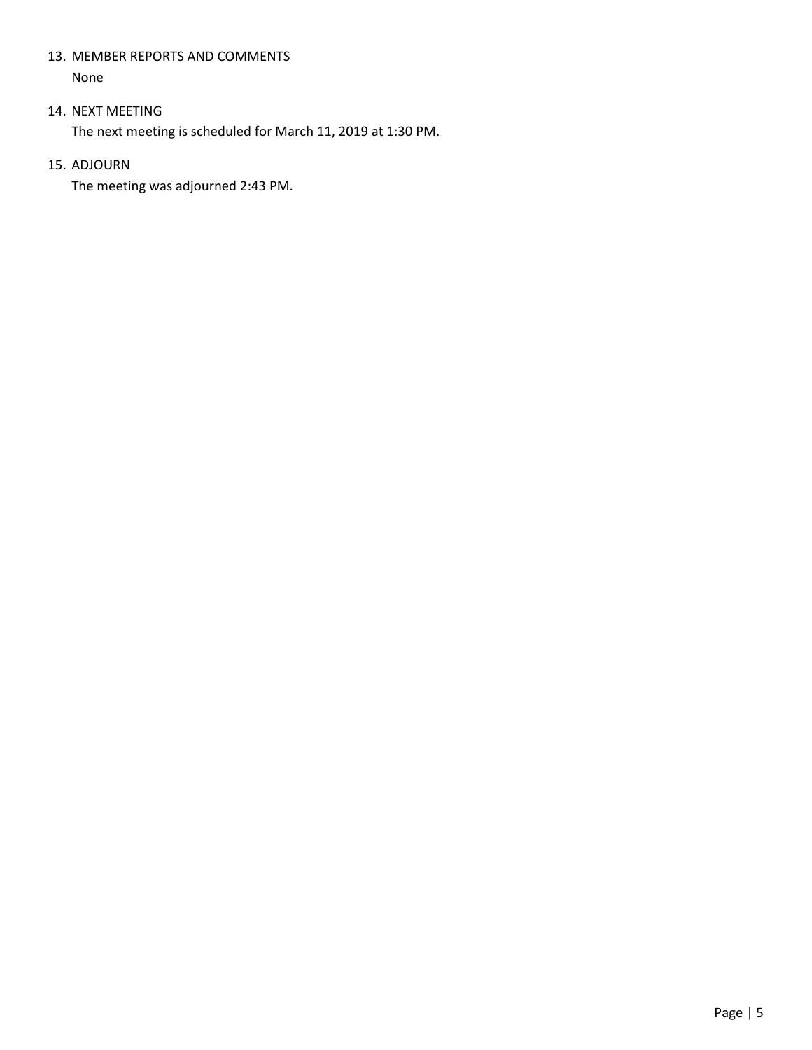13. MEMBER REPORTS AND COMMENTS

    None

14. NEXT MEETING

    The next meeting is scheduled for March 11, 2019 at 1:30 PM.

15. ADJOURN

    The meeting was adjourned 2:43 PM.